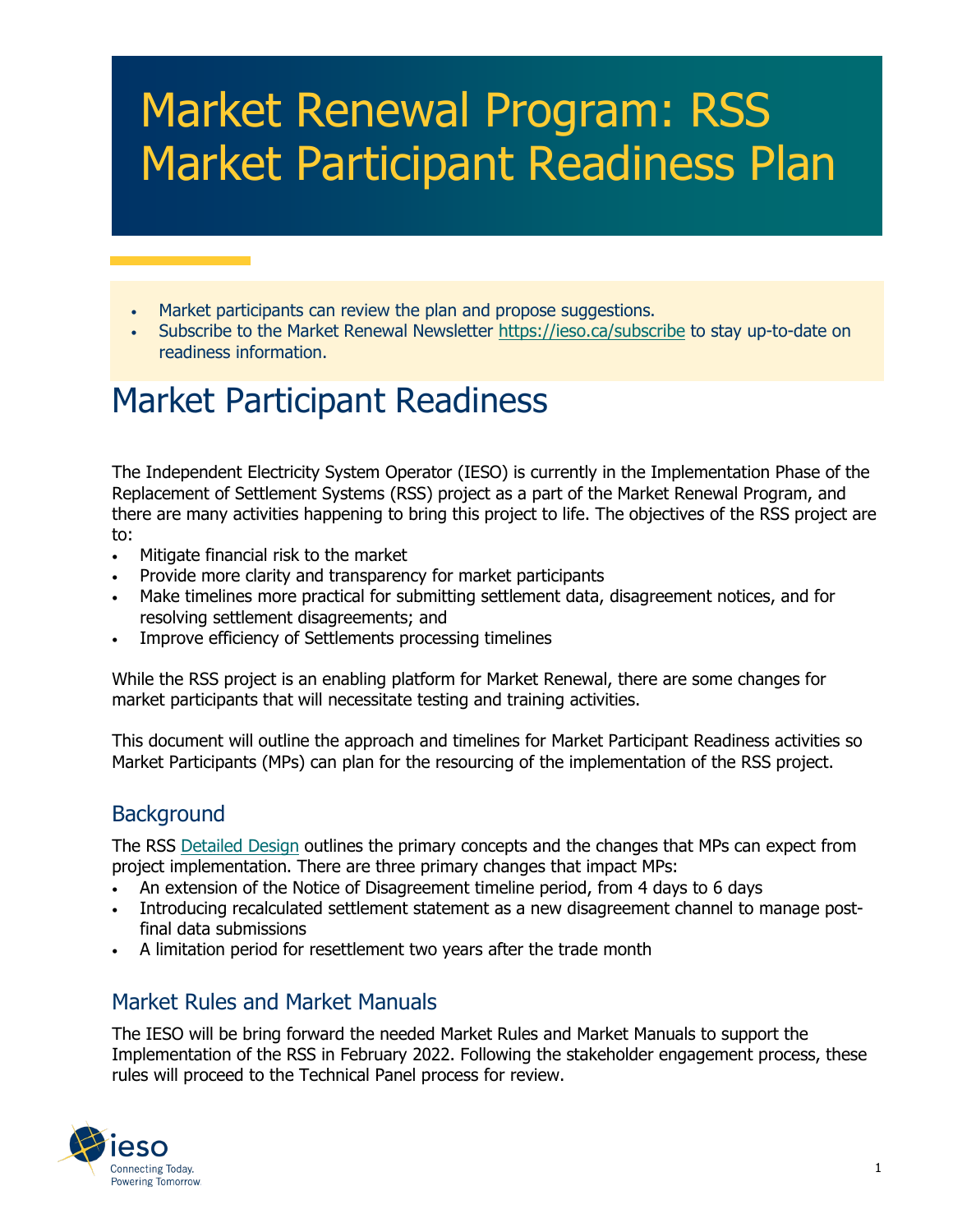# Market Renewal Program: RSS Market Participant Readiness Plan

- Market participants can review the plan and propose suggestions.
- Subscribe to the Market Renewal Newsletter https://ieso.ca/subscribe to stay up-to-date on readiness information.

# Market Participant Readiness

The Independent Electricity System Operator (IESO) is currently in the Implementation Phase of the Replacement of Settlement Systems (RSS) project as a part of the Market Renewal Program, and there are many activities happening to bring this project to life. The objectives of the RSS project are to:

- Mitigate financial risk to the market
- Provide more clarity and transparency for market participants
- Make timelines more practical for submitting settlement data, disagreement notices, and for resolving settlement disagreements; and
- Improve efficiency of Settlements processing timelines

While the RSS project is an enabling platform for Market Renewal, there are some changes for market participants that will necessitate testing and training activities.

This document will outline the approach and timelines for Market Participant Readiness activities so Market Participants (MPs) can plan for the resourcing of the implementation of the RSS project.

## Background

The RSS Detailed Design outlines the primary concepts and the changes that MPs can expect from project implementation. There are three primary changes that impact MPs:

- An extension of the Notice of Disagreement timeline period, from 4 days to 6 days
- Introducing recalculated settlement statement as a new disagreement channel to manage post-final data submissions
- A limitation period for resettlement two years after the trade month

## Market Rules and Market Manuals

The IESO will be bring forward the needed Market Rules and Market Manuals to support the Implementation of the RSS in February 2022. Following the stakeholder engagement process, these rules will proceed to the Technical Panel process for review.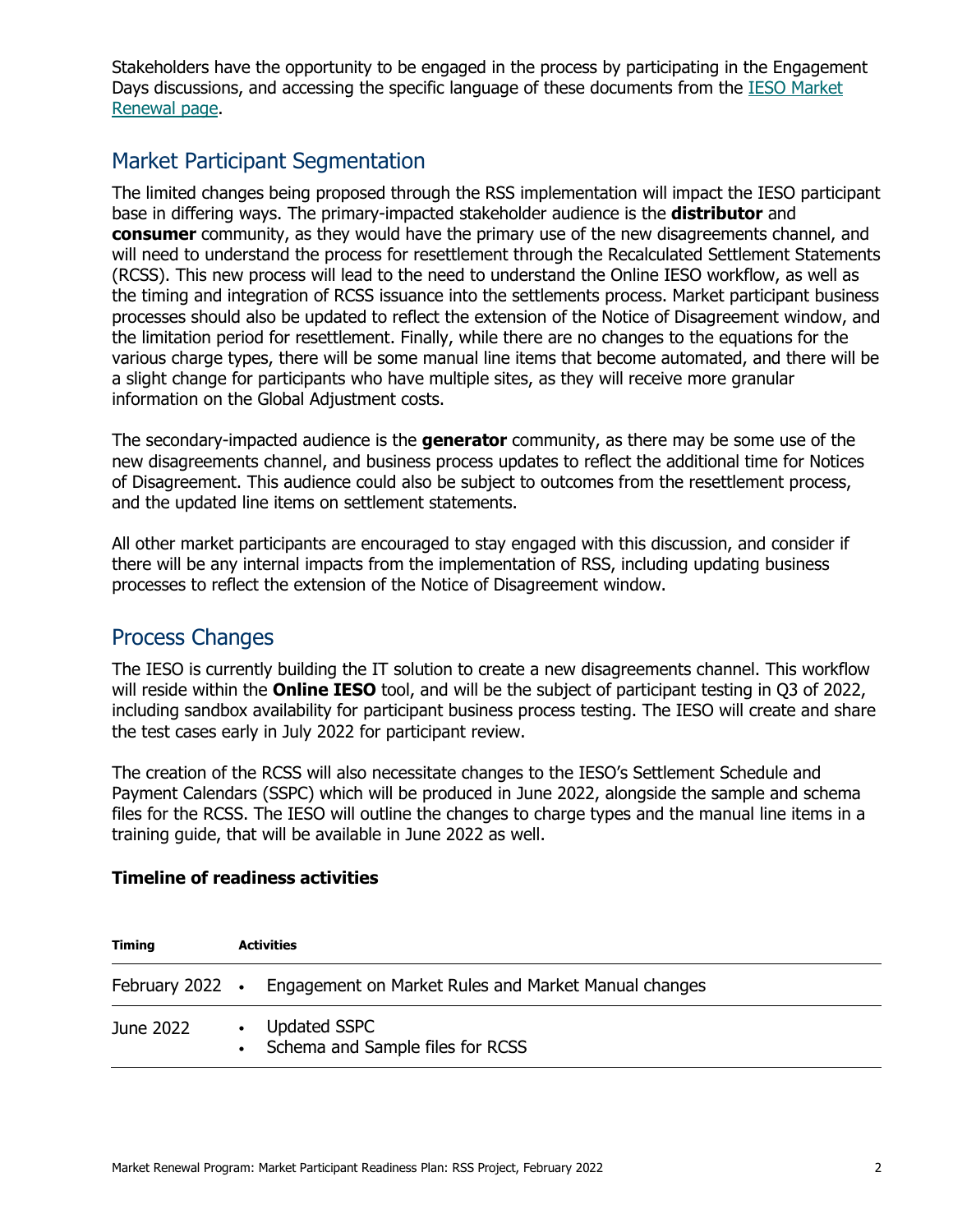Stakeholders have the opportunity to be engaged in the process by participating in the Engagement Days discussions, and accessing the specific language of these documents from the [IESO Market Renewal page](#).

## Market Participant Segmentation

The limited changes being proposed through the RSS implementation will impact the IESO participant base in differing ways. The primary-impacted stakeholder audience is the **distributor** and **consumer** community, as they would have the primary use of the new disagreements channel, and will need to understand the process for resettlement through the Recalculated Settlement Statements (RCSS). This new process will lead to the need to understand the Online IESO workflow, as well as the timing and integration of RCSS issuance into the settlements process. Market participant business processes should also be updated to reflect the extension of the Notice of Disagreement window, and the limitation period for resettlement. Finally, while there are no changes to the equations for the various charge types, there will be some manual line items that become automated, and there will be a slight change for participants who have multiple sites, as they will receive more granular information on the Global Adjustment costs.

The secondary-impacted audience is the **generator** community, as there may be some use of the new disagreements channel, and business process updates to reflect the additional time for Notices of Disagreement. This audience could also be subject to outcomes from the resettlement process, and the updated line items on settlement statements.

All other market participants are encouraged to stay engaged with this discussion, and consider if there will be any internal impacts from the implementation of RSS, including updating business processes to reflect the extension of the Notice of Disagreement window.

## Process Changes

The IESO is currently building the IT solution to create a new disagreements channel. This workflow will reside within the **Online IESO** tool, and will be the subject of participant testing in Q3 of 2022, including sandbox availability for participant business process testing. The IESO will create and share the test cases early in July 2022 for participant review.

The creation of the RCSS will also necessitate changes to the IESO's Settlement Schedule and Payment Calendars (SSPC) which will be produced in June 2022, alongside the sample and schema files for the RCSS. The IESO will outline the changes to charge types and the manual line items in a training guide, that will be available in June 2022 as well.

**Timeline of readiness activities**

| Timing | Activities |
|---|---|
| February 2022 | • Engagement on Market Rules and Market Manual changes |
| June 2022 | • Updated SSPC<br>• Schema and Sample files for RCSS |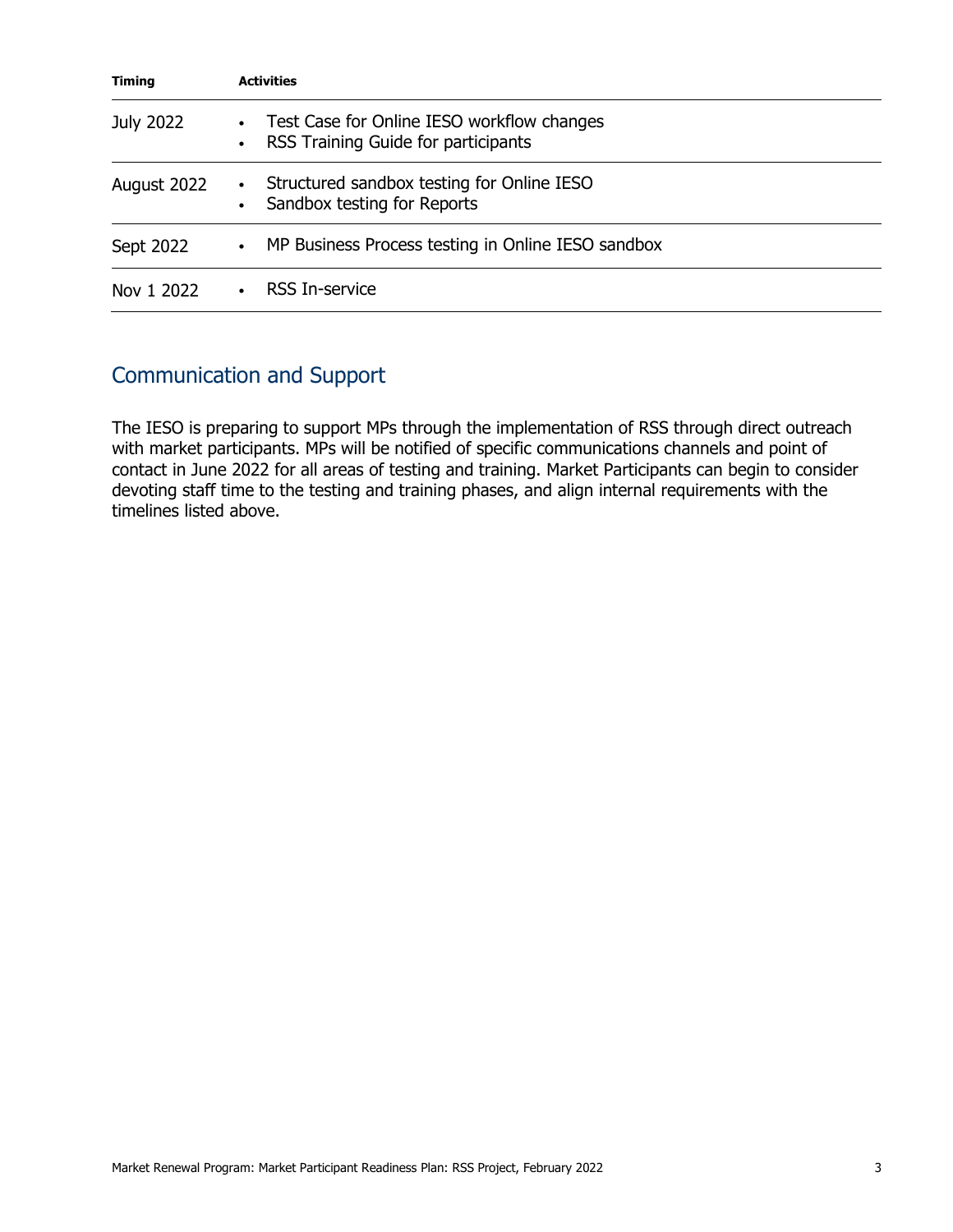| Timing | Activities |
|---|---|
| July 2022 | • Test Case for Online IESO workflow changes<br>• RSS Training Guide for participants |
| August 2022 | • Structured sandbox testing for Online IESO<br>• Sandbox testing for Reports |
| Sept 2022 | • MP Business Process testing in Online IESO sandbox |
| Nov 1 2022 | • RSS In-service |

## Communication and Support

The IESO is preparing to support MPs through the implementation of RSS through direct outreach with market participants. MPs will be notified of specific communications channels and point of contact in June 2022 for all areas of testing and training. Market Participants can begin to consider devoting staff time to the testing and training phases, and align internal requirements with the timelines listed above.